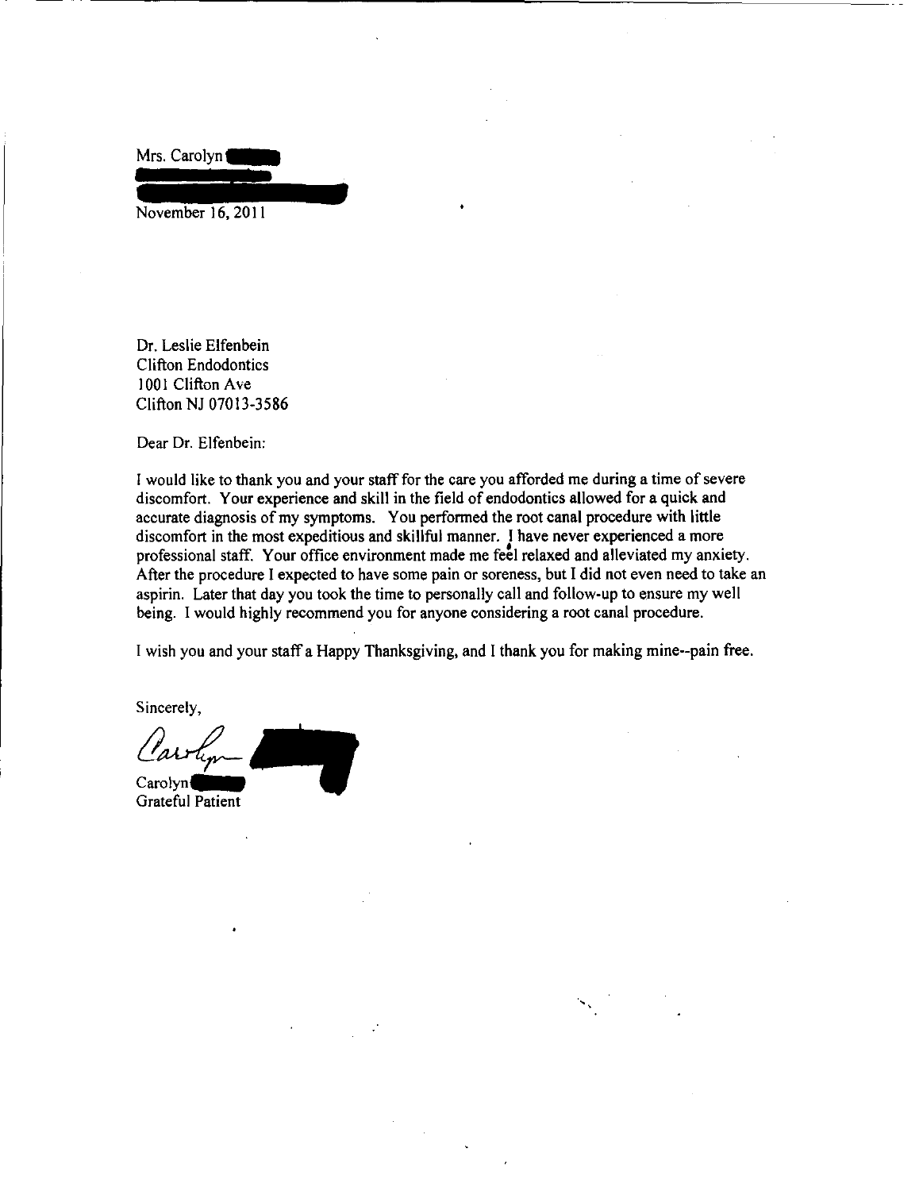Mrs. Carolyn

November 16, 2011

Dr. Leslie Elfenbein
Clifton Endodontics
1001 Clifton Ave
Clifton NJ 07013-3586

Dear Dr. Elfenbein:

I would like to thank you and your staff for the care you afforded me during a time of severe discomfort. Your experience and skill in the field of endodontics allowed for a quick and accurate diagnosis of my symptoms. You performed the root canal procedure with little discomfort in the most expeditious and skillful manner. I have never experienced a more professional staff. Your office environment made me feel relaxed and alleviated my anxiety. After the procedure I expected to have some pain or soreness, but I did not even need to take an aspirin. Later that day you took the time to personally call and follow-up to ensure my well being. I would highly recommend you for anyone considering a root canal procedure.

I wish you and your staff a Happy Thanksgiving, and I thank you for making mine--pain free.

Sincerely,

Carolyn

Carolyn
Grateful Patient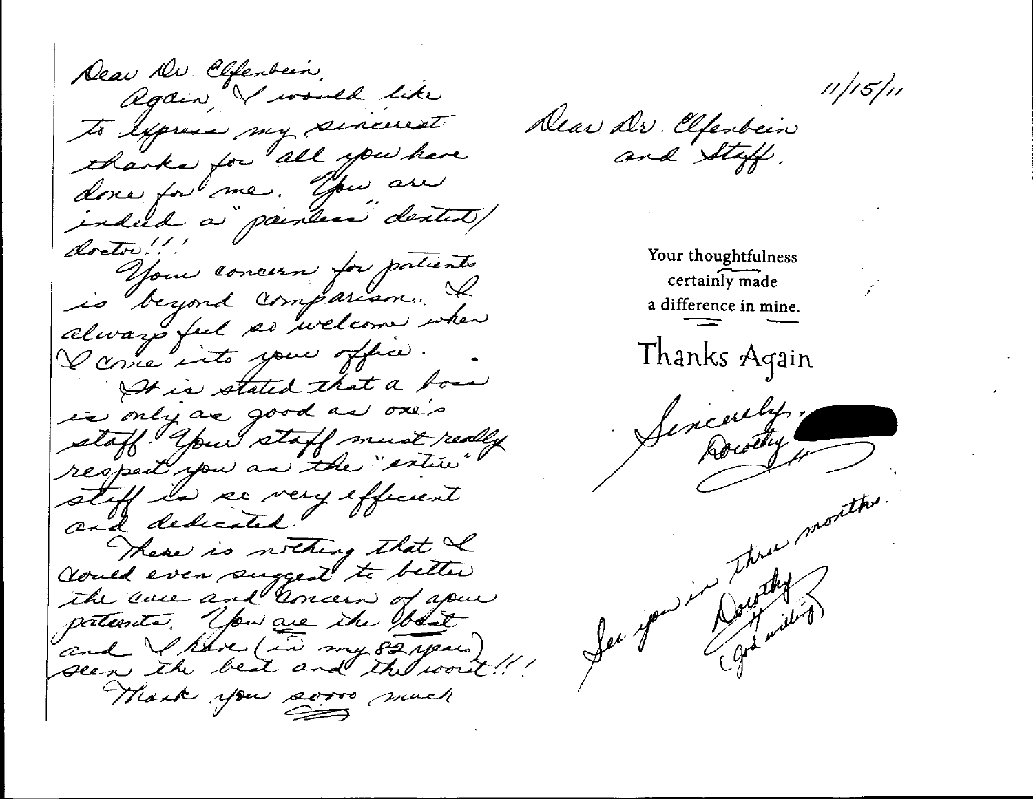Dear Dr. Elfenbein,

Again, I would like to express my sincerest thanks for all you have done for me. You are indeed a "painless" dentist/doctor!!!

Your concern for patients is beyond comparison. I always feel so welcome when I come into your office.

It is stated that a boss is only as good as one's staff. Your staff must really respect you as the "entire" staff is so very efficient and dedicated.

There is nothing that I could even suggest to better the care and concern of your patients. You are the best and I have (in my 82 years) seen the best and the worst!!!

Thank you soooo much

11/15/11

Dear Dr. Elfenbein and Staff,

Your thoughtfulness certainly made a difference in mine.

Thanks Again

Sincerely,
Dorothy H

See you in three months.
Dorothy H
(God willing)